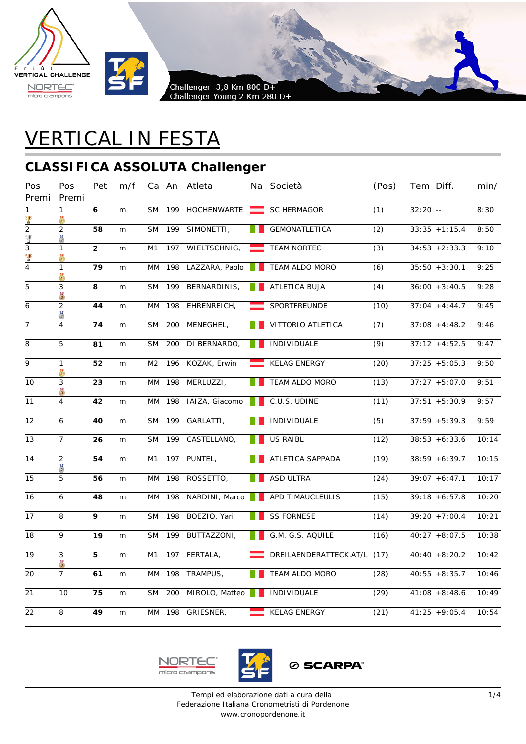Challenger 3,8 Km 800 D+
Challenger Young 2 Km 280 D+

# VERTICAL IN FESTA

## CLASSIFICA ASSOLUTA Challenger

| Pos | Pos Premi | Pet | m/f | Ca | An | Atleta | Na | Società | (Pos) | Tem | Diff. | min/ |
|---|---|---|---|---|---|---|---|---|---|---|---|---|
| 1 | 1 | **6** | m | SM | 199 | HOCHENWARTE | | SC HERMAGOR | (1) | 32:20 | -- | 8:30 |
| 2 | 2 | **58** | m | SM | 199 | SIMONETTI, | | GEMONATLETICA | (2) | 33:35 | +1:15.4 | 8:50 |
| 3 | 1 | **2** | m | M1 | 197 | WIELTSCHNIG, | | TEAM NORTEC | (3) | 34:53 | +2:33.3 | 9:10 |
| 4 | 1 | **79** | m | MM | 198 | LAZZARA, Paolo | | TEAM ALDO MORO | (6) | 35:50 | +3:30.1 | 9:25 |
| 5 | 3 | **8** | m | SM | 199 | BERNARDINIS, | | ATLETICA BUJA | (4) | 36:00 | +3:40.5 | 9:28 |
| 6 | 2 | **44** | m | MM | 198 | EHRENREICH, | | SPORTFREUNDE | (10) | 37:04 | +4:44.7 | 9:45 |
| 7 | 4 | **74** | m | SM | 200 | MENEGHEL, | | VITTORIO ATLETICA | (7) | 37:08 | +4:48.2 | 9:46 |
| 8 | 5 | **81** | m | SM | 200 | DI BERNARDO, | | INDIVIDUALE | (9) | 37:12 | +4:52.5 | 9:47 |
| 9 | 1 | **52** | m | M2 | 196 | KOZAK, Erwin | | KELAG ENERGY | (20) | 37:25 | +5:05.3 | 9:50 |
| 10 | 3 | **23** | m | MM | 198 | MERLUZZI, | | TEAM ALDO MORO | (13) | 37:27 | +5:07.0 | 9:51 |
| 11 | 4 | **42** | m | MM | 198 | IAIZA, Giacomo | | C.U.S. UDINE | (11) | 37:51 | +5:30.9 | 9:57 |
| 12 | 6 | **40** | m | SM | 199 | GARLATTI, | | INDIVIDUALE | (5) | 37:59 | +5:39.3 | 9:59 |
| 13 | 7 | **26** | m | SM | 199 | CASTELLANO, | | US RAIBL | (12) | 38:53 | +6:33.6 | 10:14 |
| 14 | 2 | **54** | m | M1 | 197 | PUNTEL, | | ATLETICA SAPPADA | (19) | 38:59 | +6:39.7 | 10:15 |
| 15 | 5 | **56** | m | MM | 198 | ROSSETTO, | | ASD ULTRA | (24) | 39:07 | +6:47.1 | 10:17 |
| 16 | 6 | **48** | m | MM | 198 | NARDINI, Marco | | APD TIMAUCLEULIS | (15) | 39:18 | +6:57.8 | 10:20 |
| 17 | 8 | **9** | m | SM | 198 | BOEZIO, Yari | | SS FORNESE | (14) | 39:20 | +7:00.4 | 10:21 |
| 18 | 9 | **19** | m | SM | 199 | BUTTAZZONI, | | G.M. G.S. AQUILE | (16) | 40:27 | +8:07.5 | 10:38 |
| 19 | 3 | **5** | m | M1 | 197 | FERTALA, | | DREILAENDERATTECK.AT/L | (17) | 40:40 | +8:20.2 | 10:42 |
| 20 | 7 | **61** | m | MM | 198 | TRAMPUS, | | TEAM ALDO MORO | (28) | 40:55 | +8:35.7 | 10:46 |
| 21 | 10 | **75** | m | SM | 200 | MIROLO, Matteo | | INDIVIDUALE | (29) | 41:08 | +8:48.6 | 10:49 |
| 22 | 8 | **49** | m | MM | 198 | GRIESNER, | | KELAG ENERGY | (21) | 41:25 | +9:05.4 | 10:54 |

Tempi ed elaborazione dati a cura della
Federazione Italiana Cronometristi di Pordenone
www.cronopordenone.it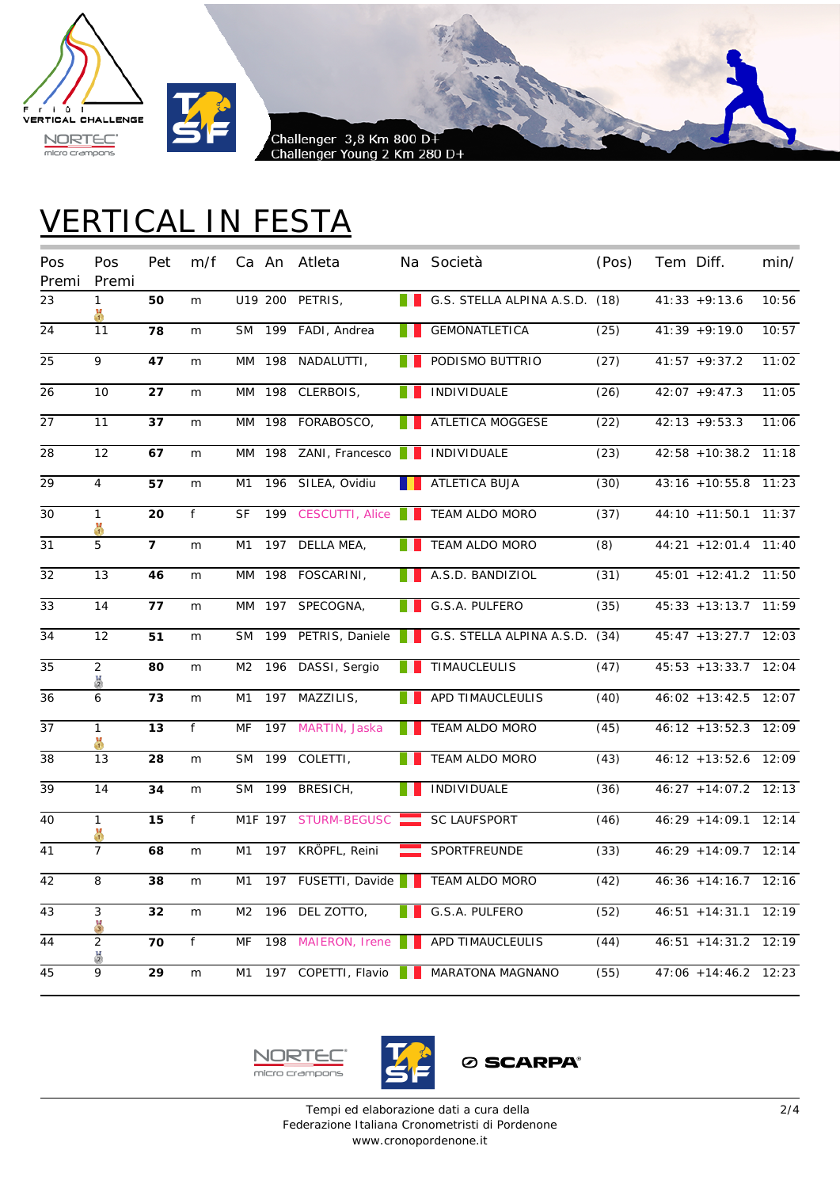Challenger 3,8 Km 800 D+
Challenger Young 2 Km 280 D+

# VERTICAL IN FESTA

| Pos Premi | Pos Premi | Pet | m/f | Ca | An | Atleta | Na | Società | (Pos) | Tem | Diff. | min/ |
|---|---|---|---|---|---|---|---|---|---|---|---|---|
| 23 | 1 | **50** | m | U19 | 200 | PETRIS, | | G.S. STELLA ALPINA A.S.D. | (18) | 41:33 | +9:13.6 | 10:56 |
| 24 | 11 | **78** | m | SM | 199 | FADI, Andrea | | GEMONATLETICA | (25) | 41:39 | +9:19.0 | 10:57 |
| 25 | 9 | **47** | m | MM | 198 | NADALUTTI, | | PODISMO BUTTRIO | (27) | 41:57 | +9:37.2 | 11:02 |
| 26 | 10 | **27** | m | MM | 198 | CLERBOIS, | | INDIVIDUALE | (26) | 42:07 | +9:47.3 | 11:05 |
| 27 | 11 | **37** | m | MM | 198 | FORABOSCO, | | ATLETICA MOGGESE | (22) | 42:13 | +9:53.3 | 11:06 |
| 28 | 12 | **67** | m | MM | 198 | ZANI, Francesco | | INDIVIDUALE | (23) | 42:58 | +10:38.2 | 11:18 |
| 29 | 4 | **57** | m | M1 | 196 | SILEA, Ovidiu | | ATLETICA BUJA | (30) | 43:16 | +10:55.8 | 11:23 |
| 30 | 1 | **20** | f | SF | 199 | CESCUTTI, Alice | | TEAM ALDO MORO | (37) | 44:10 | +11:50.1 | 11:37 |
| 31 | 5 | **7** | m | M1 | 197 | DELLA MEA, | | TEAM ALDO MORO | (8) | 44:21 | +12:01.4 | 11:40 |
| 32 | 13 | **46** | m | MM | 198 | FOSCARINI, | | A.S.D. BANDIZIOL | (31) | 45:01 | +12:41.2 | 11:50 |
| 33 | 14 | **77** | m | MM | 197 | SPECOGNA, | | G.S.A. PULFERO | (35) | 45:33 | +13:13.7 | 11:59 |
| 34 | 12 | **51** | m | SM | 199 | PETRIS, Daniele | | G.S. STELLA ALPINA A.S.D. | (34) | 45:47 | +13:27.7 | 12:03 |
| 35 | 2 | **80** | m | M2 | 196 | DASSI, Sergio | | TIMAUCLEULIS | (47) | 45:53 | +13:33.7 | 12:04 |
| 36 | 6 | **73** | m | M1 | 197 | MAZZILIS, | | APD TIMAUCLEULIS | (40) | 46:02 | +13:42.5 | 12:07 |
| 37 | 1 | **13** | f | MF | 197 | MARTIN, Jaska | | TEAM ALDO MORO | (45) | 46:12 | +13:52.3 | 12:09 |
| 38 | 13 | **28** | m | SM | 199 | COLETTI, | | TEAM ALDO MORO | (43) | 46:12 | +13:52.6 | 12:09 |
| 39 | 14 | **34** | m | SM | 199 | BRESICH, | | INDIVIDUALE | (36) | 46:27 | +14:07.2 | 12:13 |
| 40 | 1 | **15** | f | M1F | 197 | STURM-BEGUSC | | SC LAUFSPORT | (46) | 46:29 | +14:09.1 | 12:14 |
| 41 | 7 | **68** | m | M1 | 197 | KRÖPFL, Reini | | SPORTFREUNDE | (33) | 46:29 | +14:09.7 | 12:14 |
| 42 | 8 | **38** | m | M1 | 197 | FUSETTI, Davide | | TEAM ALDO MORO | (42) | 46:36 | +14:16.7 | 12:16 |
| 43 | 3 | **32** | m | M2 | 196 | DEL ZOTTO, | | G.S.A. PULFERO | (52) | 46:51 | +14:31.1 | 12:19 |
| 44 | 2 | **70** | f | MF | 198 | MAIERON, Irene | | APD TIMAUCLEULIS | (44) | 46:51 | +14:31.2 | 12:19 |
| 45 | 9 | **29** | m | M1 | 197 | COPETTI, Flavio | | MARATONA MAGNANO | (55) | 47:06 | +14:46.2 | 12:23 |

Tempi ed elaborazione dati a cura della
Federazione Italiana Cronometristi di Pordenone
www.cronopordenone.it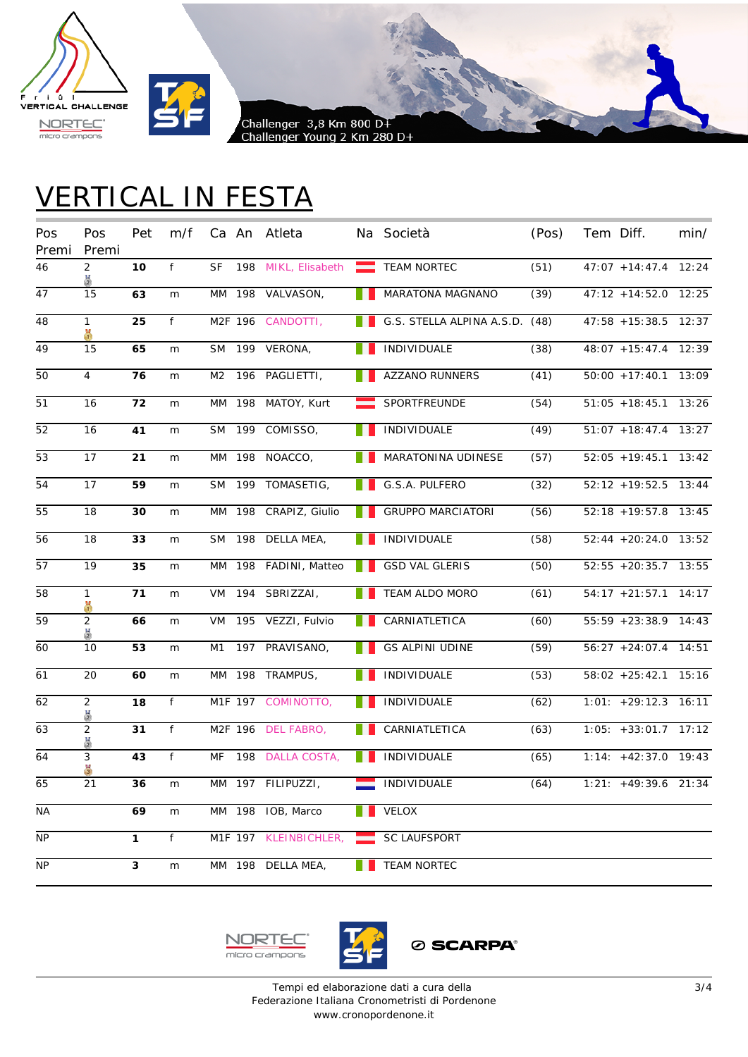Challenger 3,8 Km 800 D+
Challenger Young 2 Km 280 D+

# VERTICAL IN FESTA

| Pos Premi | Pos Premi | Pet | m/f | Ca | An | Atleta | Na | Società | (Pos) | Tem | Diff. | min/ |
|---|---|---|---|---|---|---|---|---|---|---|---|---|
| 46 | 2 | **10** | f | SF | 198 | MIKL, Elisabeth | | TEAM NORTEC | (51) | 47:07 | +14:47.4 | 12:24 |
| 47 | 15 | **63** | m | MM | 198 | VALVASON, | | MARATONA MAGNANO | (39) | 47:12 | +14:52.0 | 12:25 |
| 48 | 1 | **25** | f | M2F | 196 | CANDOTTI, | | G.S. STELLA ALPINA A.S.D. | (48) | 47:58 | +15:38.5 | 12:37 |
| 49 | 15 | **65** | m | SM | 199 | VERONA, | | INDIVIDUALE | (38) | 48:07 | +15:47.4 | 12:39 |
| 50 | 4 | **76** | m | M2 | 196 | PAGLIETTI, | | AZZANO RUNNERS | (41) | 50:00 | +17:40.1 | 13:09 |
| 51 | 16 | **72** | m | MM | 198 | MATOY, Kurt | | SPORTFREUNDE | (54) | 51:05 | +18:45.1 | 13:26 |
| 52 | 16 | **41** | m | SM | 199 | COMISSO, | | INDIVIDUALE | (49) | 51:07 | +18:47.4 | 13:27 |
| 53 | 17 | **21** | m | MM | 198 | NOACCO, | | MARATONINA UDINESE | (57) | 52:05 | +19:45.1 | 13:42 |
| 54 | 17 | **59** | m | SM | 199 | TOMASETIG, | | G.S.A. PULFERO | (32) | 52:12 | +19:52.5 | 13:44 |
| 55 | 18 | **30** | m | MM | 198 | CRAPIZ, Giulio | | GRUPPO MARCIATORI | (56) | 52:18 | +19:57.8 | 13:45 |
| 56 | 18 | **33** | m | SM | 198 | DELLA MEA, | | INDIVIDUALE | (58) | 52:44 | +20:24.0 | 13:52 |
| 57 | 19 | **35** | m | MM | 198 | FADINI, Matteo | | GSD VAL GLERIS | (50) | 52:55 | +20:35.7 | 13:55 |
| 58 | 1 | **71** | m | VM | 194 | SBRIZZAI, | | TEAM ALDO MORO | (61) | 54:17 | +21:57.1 | 14:17 |
| 59 | 2 | **66** | m | VM | 195 | VEZZI, Fulvio | | CARNIATLETICA | (60) | 55:59 | +23:38.9 | 14:43 |
| 60 | 10 | **53** | m | M1 | 197 | PRAVISANO, | | GS ALPINI UDINE | (59) | 56:27 | +24:07.4 | 14:51 |
| 61 | 20 | **60** | m | MM | 198 | TRAMPUS, | | INDIVIDUALE | (53) | 58:02 | +25:42.1 | 15:16 |
| 62 | 2 | **18** | f | M1F | 197 | COMINOTTO, | | INDIVIDUALE | (62) | 1:01: | +29:12.3 | 16:11 |
| 63 | 2 | **31** | f | M2F | 196 | DEL FABRO, | | CARNIATLETICA | (63) | 1:05: | +33:01.7 | 17:12 |
| 64 | 3 | **43** | f | MF | 198 | DALLA COSTA, | | INDIVIDUALE | (65) | 1:14: | +42:37.0 | 19:43 |
| 65 | 21 | **36** | m | MM | 197 | FILIPUZZI, | | INDIVIDUALE | (64) | 1:21: | +49:39.6 | 21:34 |
| NA | | **69** | m | MM | 198 | IOB, Marco | | VELOX | | | | |
| NP | | **1** | f | M1F | 197 | KLEINBICHLER, | | SC LAUFSPORT | | | | |
| NP | | **3** | m | MM | 198 | DELLA MEA, | | TEAM NORTEC | | | | |

Tempi ed elaborazione dati a cura della
Federazione Italiana Cronometristi di Pordenone
www.cronopordenone.it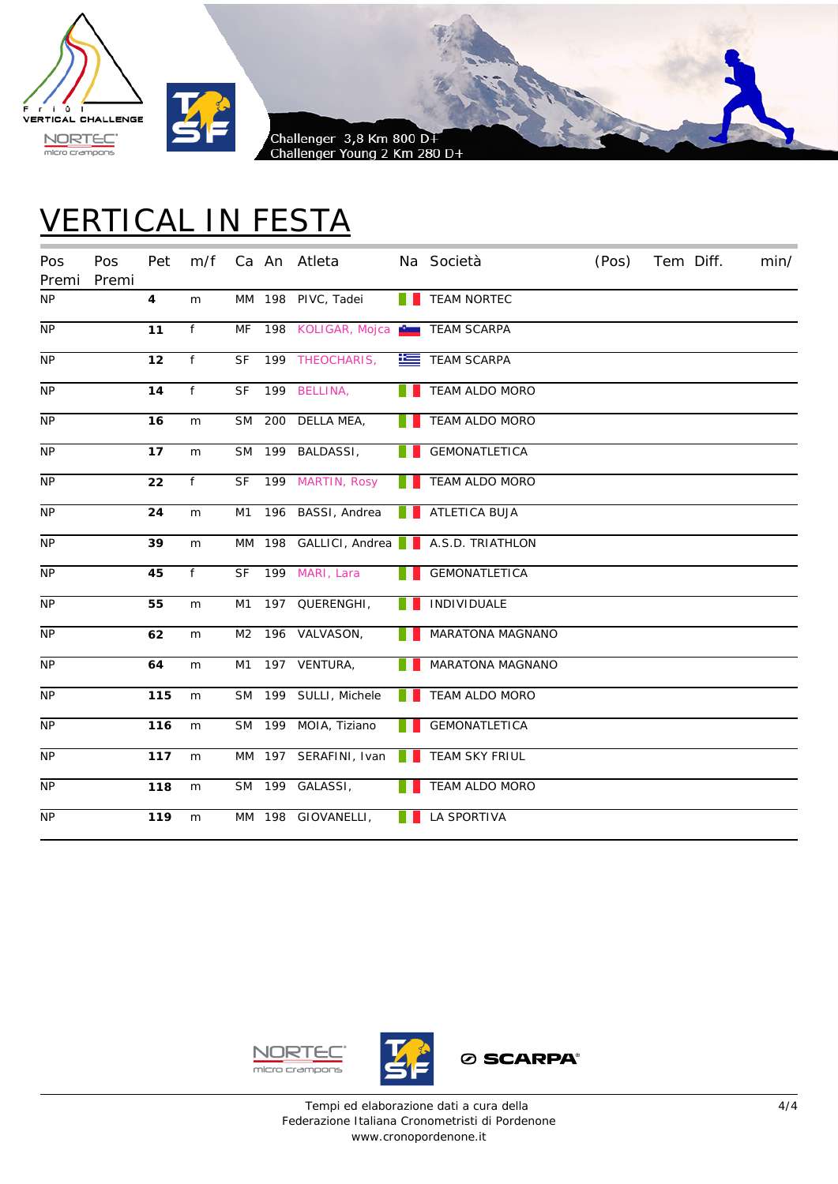Friûl VERTICAL CHALLENGE

NORTEC micro crampons

Challenger 3,8 Km 800 D+
Challenger Young 2 Km 280 D+

# VERTICAL IN FESTA

| Pos Premi | Pos Premi | Pet | m/f | Ca | An | Atleta | Na | Società | (Pos) | Tem | Diff. | min/ |
|---|---|---|---|---|---|---|---|---|---|---|---|---|
| NP | | **4** | m | MM | 198 | PIVC, Tadei | | TEAM NORTEC | | | | |
| NP | | **11** | f | MF | 198 | KOLIGAR, Mojca | | TEAM SCARPA | | | | |
| NP | | **12** | f | SF | 199 | THEOCHARIS, | | TEAM SCARPA | | | | |
| NP | | **14** | f | SF | 199 | BELLINA, | | TEAM ALDO MORO | | | | |
| NP | | **16** | m | SM | 200 | DELLA MEA, | | TEAM ALDO MORO | | | | |
| NP | | **17** | m | SM | 199 | BALDASSI, | | GEMONATLETICA | | | | |
| NP | | **22** | f | SF | 199 | MARTIN, Rosy | | TEAM ALDO MORO | | | | |
| NP | | **24** | m | M1 | 196 | BASSI, Andrea | | ATLETICA BUJA | | | | |
| NP | | **39** | m | MM | 198 | GALLICI, Andrea | | A.S.D. TRIATHLON | | | | |
| NP | | **45** | f | SF | 199 | MARI, Lara | | GEMONATLETICA | | | | |
| NP | | **55** | m | M1 | 197 | QUERENGHI, | | INDIVIDUALE | | | | |
| NP | | **62** | m | M2 | 196 | VALVASON, | | MARATONA MAGNANO | | | | |
| NP | | **64** | m | M1 | 197 | VENTURA, | | MARATONA MAGNANO | | | | |
| NP | | **115** | m | SM | 199 | SULLI, Michele | | TEAM ALDO MORO | | | | |
| NP | | **116** | m | SM | 199 | MOIA, Tiziano | | GEMONATLETICA | | | | |
| NP | | **117** | m | MM | 197 | SERAFINI, Ivan | | TEAM SKY FRIUL | | | | |
| NP | | **118** | m | SM | 199 | GALASSI, | | TEAM ALDO MORO | | | | |
| NP | | **119** | m | MM | 198 | GIOVANELLI, | | LA SPORTIVA | | | | |

NORTEC micro crampons

SCARPA

Tempi ed elaborazione dati a cura della
Federazione Italiana Cronometristi di Pordenone
www.cronopordenone.it